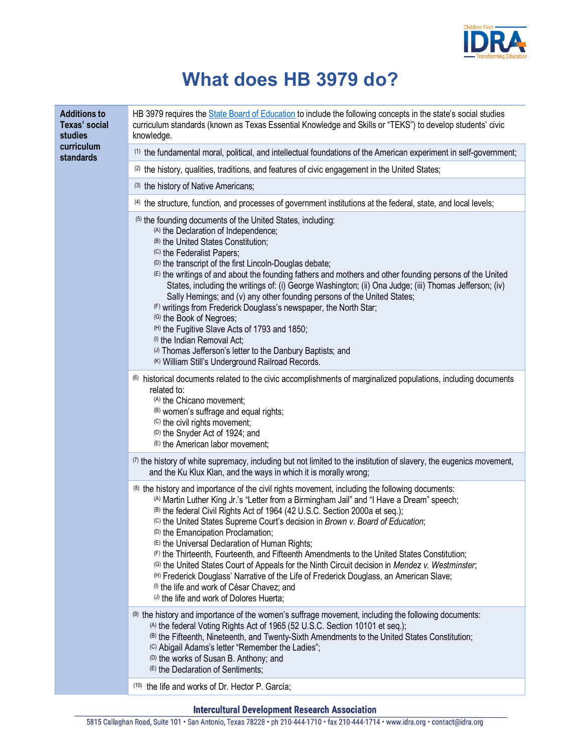# What does HB 3979 do?

| Additions to Texas' social studies curriculum standards | |
|---|---|
| **Additions to Texas' social studies curriculum standards** | HB 3979 requires the State Board of Education to include the following concepts in the state's social studies curriculum standards (known as Texas Essential Knowledge and Skills or "TEKS") to develop students' civic knowledge. |
| | (1) the fundamental moral, political, and intellectual foundations of the American experiment in self-government; |
| | (2) the history, qualities, traditions, and features of civic engagement in the United States; |
| | (3) the history of Native Americans; |
| | (4) the structure, function, and processes of government institutions at the federal, state, and local levels; |
| | (5) the founding documents of the United States, including: (A) the Declaration of Independence; (B) the United States Constitution; (C) the Federalist Papers; (D) the transcript of the first Lincoln-Douglas debate; (E) the writings of and about the founding fathers and mothers and other founding persons of the United States, including the writings of: (i) George Washington; (ii) Ona Judge; (iii) Thomas Jefferson; (iv) Sally Hemings; and (v) any other founding persons of the United States; (F) writings from Frederick Douglass's newspaper, the North Star; (G) the Book of Negroes; (H) the Fugitive Slave Acts of 1793 and 1850; (I) the Indian Removal Act; (J) Thomas Jefferson's letter to the Danbury Baptists; and (K) William Still's Underground Railroad Records. |
| | (6) historical documents related to the civic accomplishments of marginalized populations, including documents related to: (A) the Chicano movement; (B) women's suffrage and equal rights; (C) the civil rights movement; (D) the Snyder Act of 1924; and (E) the American labor movement; |
| | (7) the history of white supremacy, including but not limited to the institution of slavery, the eugenics movement, and the Ku Klux Klan, and the ways in which it is morally wrong; |
| | (8) the history and importance of the civil rights movement, including the following documents: (A) Martin Luther King Jr.'s "Letter from a Birmingham Jail" and "I Have a Dream" speech; (B) the federal Civil Rights Act of 1964 (42 U.S.C. Section 2000a et seq.); (C) the United States Supreme Court's decision in *Brown v. Board of Education*; (D) the Emancipation Proclamation; (E) the Universal Declaration of Human Rights; (F) the Thirteenth, Fourteenth, and Fifteenth Amendments to the United States Constitution; (G) the United States Court of Appeals for the Ninth Circuit decision in *Mendez v. Westminster*; (H) Frederick Douglass' Narrative of the Life of Frederick Douglass, an American Slave; (I) the life and work of César Chavez; and (J) the life and work of Dolores Huerta; |
| | (9) the history and importance of the women's suffrage movement, including the following documents: (A) the federal Voting Rights Act of 1965 (52 U.S.C. Section 10101 et seq.); (B) the Fifteenth, Nineteenth, and Twenty-Sixth Amendments to the United States Constitution; (C) Abigail Adams's letter "Remember the Ladies"; (D) the works of Susan B. Anthony; and (E) the Declaration of Sentiments; |
| | (10) the life and works of Dr. Hector P. García; |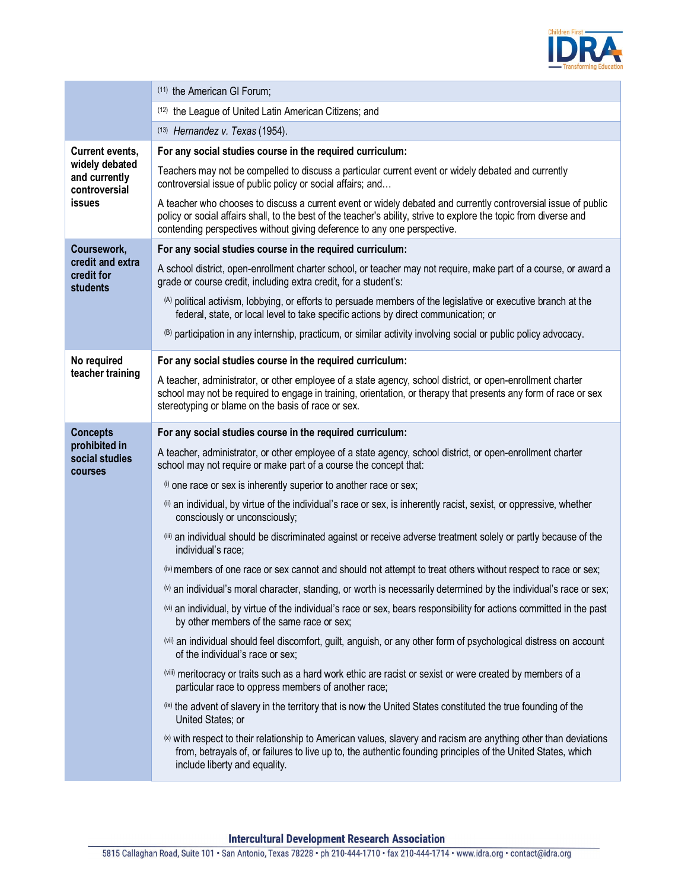| | |
|---|---|
| | (11) the American GI Forum; |
| | (12) the League of United Latin American Citizens; and |
| | (13) *Hernandez v. Texas* (1954). |
| **Current events, widely debated and currently controversial issues** | **For any social studies course in the required curriculum:**<br><br>Teachers may not be compelled to discuss a particular current event or widely debated and currently controversial issue of public policy or social affairs; and…<br><br>A teacher who chooses to discuss a current event or widely debated and currently controversial issue of public policy or social affairs shall, to the best of the teacher's ability, strive to explore the topic from diverse and contending perspectives without giving deference to any one perspective. |
| **Coursework, credit and extra credit for students** | **For any social studies course in the required curriculum:**<br><br>A school district, open-enrollment charter school, or teacher may not require, make part of a course, or award a grade or course credit, including extra credit, for a student's:<br><br>(A) political activism, lobbying, or efforts to persuade members of the legislative or executive branch at the federal, state, or local level to take specific actions by direct communication; or<br><br>(B) participation in any internship, practicum, or similar activity involving social or public policy advocacy. |
| **No required teacher training** | **For any social studies course in the required curriculum:**<br><br>A teacher, administrator, or other employee of a state agency, school district, or open-enrollment charter school may not be required to engage in training, orientation, or therapy that presents any form of race or sex stereotyping or blame on the basis of race or sex. |
| **Concepts prohibited in social studies courses** | **For any social studies course in the required curriculum:**<br><br>A teacher, administrator, or other employee of a state agency, school district, or open-enrollment charter school may not require or make part of a course the concept that:<br><br>(i) one race or sex is inherently superior to another race or sex;<br><br>(ii) an individual, by virtue of the individual's race or sex, is inherently racist, sexist, or oppressive, whether consciously or unconsciously;<br><br>(iii) an individual should be discriminated against or receive adverse treatment solely or partly because of the individual's race;<br><br>(iv) members of one race or sex cannot and should not attempt to treat others without respect to race or sex;<br><br>(v) an individual's moral character, standing, or worth is necessarily determined by the individual's race or sex;<br><br>(vi) an individual, by virtue of the individual's race or sex, bears responsibility for actions committed in the past by other members of the same race or sex;<br><br>(vii) an individual should feel discomfort, guilt, anguish, or any other form of psychological distress on account of the individual's race or sex;<br><br>(viii) meritocracy or traits such as a hard work ethic are racist or sexist or were created by members of a particular race to oppress members of another race;<br><br>(ix) the advent of slavery in the territory that is now the United States constituted the true founding of the United States; or<br><br>(x) with respect to their relationship to American values, slavery and racism are anything other than deviations from, betrayals of, or failures to live up to, the authentic founding principles of the United States, which include liberty and equality. |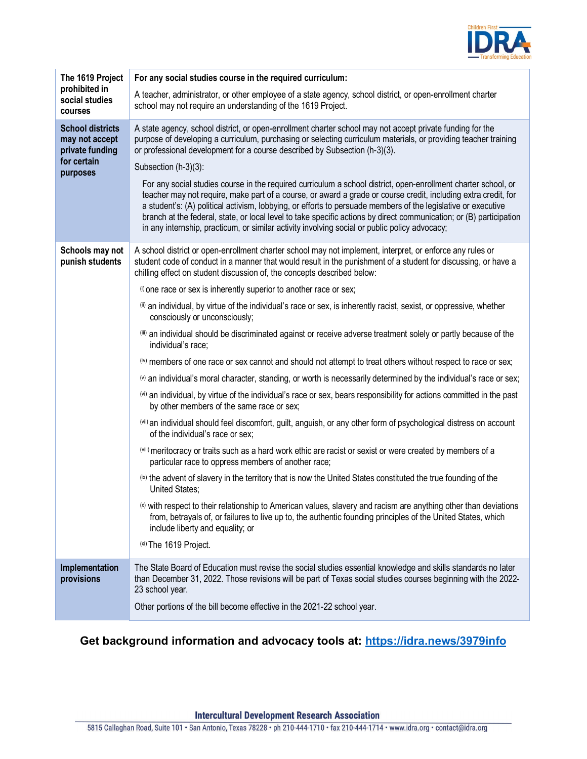| | |
|---|---|
| **The 1619 Project prohibited in social studies courses** | **For any social studies course in the required curriculum:**<br><br>A teacher, administrator, or other employee of a state agency, school district, or open-enrollment charter school may not require an understanding of the 1619 Project. |
| **School districts may not accept private funding for certain purposes** | A state agency, school district, or open-enrollment charter school may not accept private funding for the purpose of developing a curriculum, purchasing or selecting curriculum materials, or providing teacher training or professional development for a course described by Subsection (h-3)(3).<br><br>Subsection (h-3)(3):<br><br>For any social studies course in the required curriculum a school district, open-enrollment charter school, or teacher may not require, make part of a course, or award a grade or course credit, including extra credit, for a student's: (A) political activism, lobbying, or efforts to persuade members of the legislative or executive branch at the federal, state, or local level to take specific actions by direct communication; or (B) participation in any internship, practicum, or similar activity involving social or public policy advocacy; |
| **Schools may not punish students** | A school district or open-enrollment charter school may not implement, interpret, or enforce any rules or student code of conduct in a manner that would result in the punishment of a student for discussing, or have a chilling effect on student discussion of, the concepts described below:<br><br>(i) one race or sex is inherently superior to another race or sex;<br><br>(ii) an individual, by virtue of the individual's race or sex, is inherently racist, sexist, or oppressive, whether consciously or unconsciously;<br><br>(iii) an individual should be discriminated against or receive adverse treatment solely or partly because of the individual's race;<br><br>(iv) members of one race or sex cannot and should not attempt to treat others without respect to race or sex;<br><br>(v) an individual's moral character, standing, or worth is necessarily determined by the individual's race or sex;<br><br>(vi) an individual, by virtue of the individual's race or sex, bears responsibility for actions committed in the past by other members of the same race or sex;<br><br>(vii) an individual should feel discomfort, guilt, anguish, or any other form of psychological distress on account of the individual's race or sex;<br><br>(viii) meritocracy or traits such as a hard work ethic are racist or sexist or were created by members of a particular race to oppress members of another race;<br><br>(ix) the advent of slavery in the territory that is now the United States constituted the true founding of the United States;<br><br>(x) with respect to their relationship to American values, slavery and racism are anything other than deviations from, betrayals of, or failures to live up to, the authentic founding principles of the United States, which include liberty and equality; or<br><br>(xi) The 1619 Project. |
| **Implementation provisions** | The State Board of Education must revise the social studies essential knowledge and skills standards no later than December 31, 2022. Those revisions will be part of Texas social studies courses beginning with the 2022-23 school year.<br><br>Other portions of the bill become effective in the 2021-22 school year. |

**Get background information and advocacy tools at: [https://idra.news/3979info](https://idra.news/3979info)**